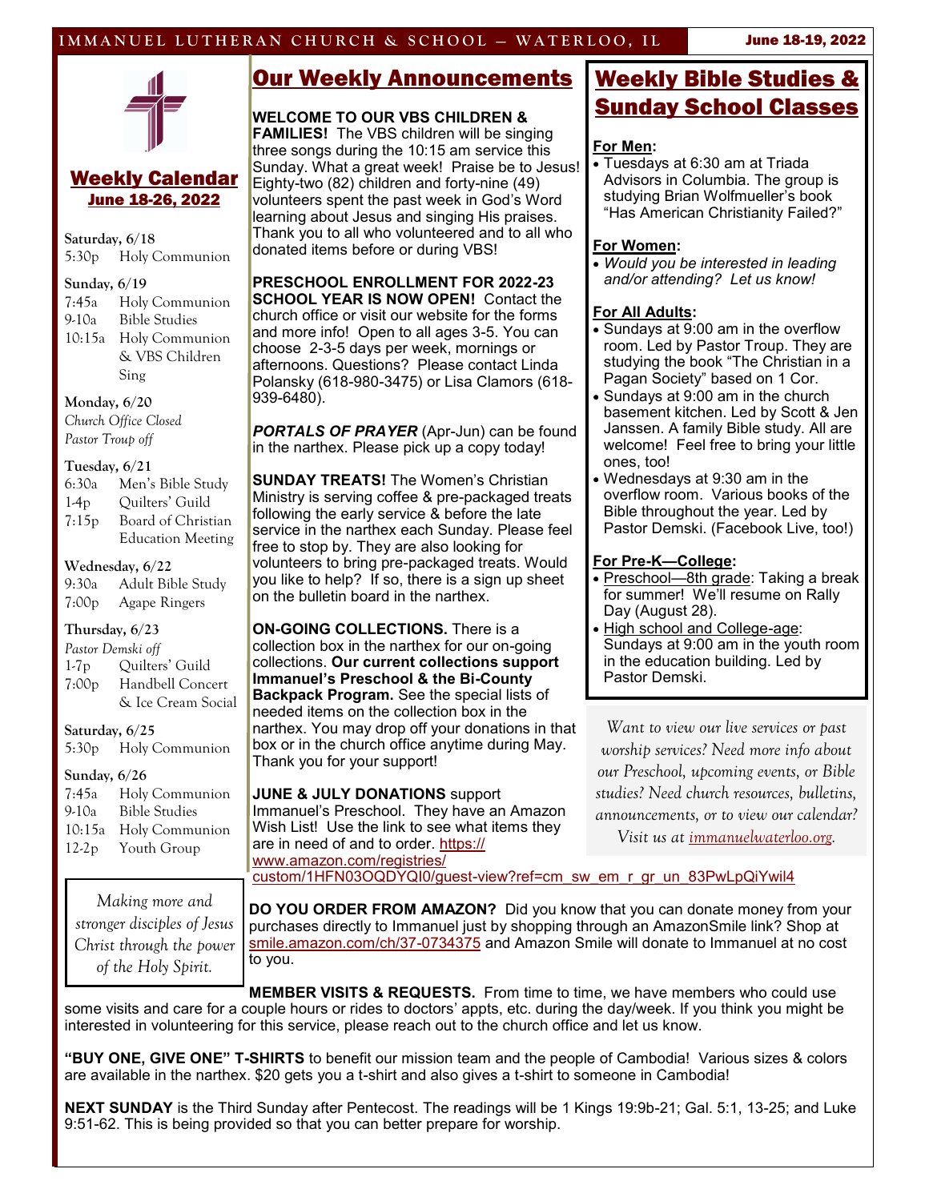## Weekly Calendar
### June 18-26, 2022

**Saturday, 6/18**
5:30p Holy Communion

**Sunday, 6/19**
7:45a Holy Communion
9-10a Bible Studies
10:15a Holy Communion & VBS Children Sing

**Monday, 6/20**
*Church Office Closed*
*Pastor Troup off*

**Tuesday, 6/21**
6:30a Men's Bible Study
1-4p Quilters' Guild
7:15p Board of Christian Education Meeting

**Wednesday, 6/22**
9:30a Adult Bible Study
7:00p Agape Ringers

**Thursday, 6/23**
*Pastor Demski off*
1-7p Quilters' Guild
7:00p Handbell Concert & Ice Cream Social

**Saturday, 6/25**
5:30p Holy Communion

**Sunday, 6/26**
7:45a Holy Communion
9-10a Bible Studies
10:15a Holy Communion
12-2p Youth Group

*Making more and stronger disciples of Jesus Christ through the power of the Holy Spirit.*

## Our Weekly Announcements

**WELCOME TO OUR VBS CHILDREN & FAMILIES!** The VBS children will be singing three songs during the 10:15 am service this Sunday. What a great week! Praise be to Jesus! Eighty-two (82) children and forty-nine (49) volunteers spent the past week in God's Word learning about Jesus and singing His praises. Thank you to all who volunteered and to all who donated items before or during VBS!

**PRESCHOOL ENROLLMENT FOR 2022-23 SCHOOL YEAR IS NOW OPEN!** Contact the church office or visit our website for the forms and more info! Open to all ages 3-5. You can choose 2-3-5 days per week, mornings or afternoons. Questions? Please contact Linda Polansky (618-980-3475) or Lisa Clamors (618-939-6480).

***PORTALS OF PRAYER*** (Apr-Jun) can be found in the narthex. Please pick up a copy today!

**SUNDAY TREATS!** The Women's Christian Ministry is serving coffee & pre-packaged treats following the early service & before the late service in the narthex each Sunday. Please feel free to stop by. They are also looking for volunteers to bring pre-packaged treats. Would you like to help? If so, there is a sign up sheet on the bulletin board in the narthex.

**ON-GOING COLLECTIONS.** There is a collection box in the narthex for our on-going collections. **Our current collections support Immanuel's Preschool & the Bi-County Backpack Program.** See the special lists of needed items on the collection box in the narthex. You may drop off your donations in that box or in the church office anytime during May. Thank you for your support!

**JUNE & JULY DONATIONS** support Immanuel's Preschool. They have an Amazon Wish List! Use the link to see what items they are in need of and to order. https://www.amazon.com/registries/custom/1HFN03OQDYQI0/guest-view?ref=cm_sw_em_r_gr_un_83PwLpQiYwil4

**DO YOU ORDER FROM AMAZON?** Did you know that you can donate money from your purchases directly to Immanuel just by shopping through an AmazonSmile link? Shop at smile.amazon.com/ch/37-0734375 and Amazon Smile will donate to Immanuel at no cost to you.

**MEMBER VISITS & REQUESTS.** From time to time, we have members who could use some visits and care for a couple hours or rides to doctors' appts, etc. during the day/week. If you think you might be interested in volunteering for this service, please reach out to the church office and let us know.

**"BUY ONE, GIVE ONE" T-SHIRTS** to benefit our mission team and the people of Cambodia! Various sizes & colors are available in the narthex. $20 gets you a t-shirt and also gives a t-shirt to someone in Cambodia!

**NEXT SUNDAY** is the Third Sunday after Pentecost. The readings will be 1 Kings 19:9b-21; Gal. 5:1, 13-25; and Luke 9:51-62. This is being provided so that you can better prepare for worship.

## Weekly Bible Studies & Sunday School Classes

**For Men:**
- Tuesdays at 6:30 am at Triada Advisors in Columbia. The group is studying Brian Wolfmueller's book "Has American Christianity Failed?"

**For Women:**
- *Would you be interested in leading and/or attending? Let us know!*

**For All Adults:**
- Sundays at 9:00 am in the overflow room. Led by Pastor Troup. They are studying the book "The Christian in a Pagan Society" based on 1 Cor.
- Sundays at 9:00 am in the church basement kitchen. Led by Scott & Jen Janssen. A family Bible study. All are welcome! Feel free to bring your little ones, too!
- Wednesdays at 9:30 am in the overflow room. Various books of the Bible throughout the year. Led by Pastor Demski. (Facebook Live, too!)

**For Pre-K—College:**
- Preschool—8th grade: Taking a break for summer! We'll resume on Rally Day (August 28).
- High school and College-age: Sundays at 9:00 am in the youth room in the education building. Led by Pastor Demski.

*Want to view our live services or past worship services? Need more info about our Preschool, upcoming events, or Bible studies? Need church resources, bulletins, announcements, or to view our calendar? Visit us at immanuelwaterloo.org.*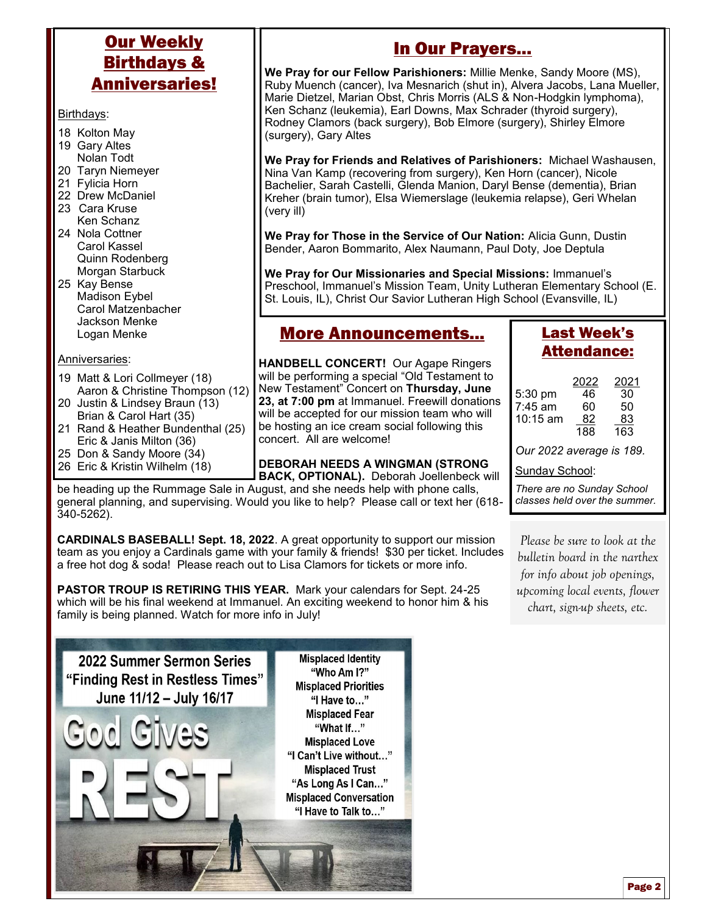## Our Weekly Birthdays & Anniversaries!

Birthdays:

- 18 Kolton May
- 19 Gary Altes
  - Nolan Todt
- 20 Taryn Niemeyer
- 21 Fylicia Horn
- 22 Drew McDaniel
- 23 Cara Kruse
  - Ken Schanz
- 24 Nola Cottner
  - Carol Kassel
  - Quinn Rodenberg
  - Morgan Starbuck
- 25 Kay Bense
  - Madison Eybel
  - Carol Matzenbacher
  - Jackson Menke
  - Logan Menke

Anniversaries:

- 19 Matt & Lori Collmeyer (18)
  - Aaron & Christine Thompson (12)
- 20 Justin & Lindsey Braun (13)
  - Brian & Carol Hart (35)
- 21 Rand & Heather Bundenthal (25)
  - Eric & Janis Milton (36)
- 25 Don & Sandy Moore (34)
- 26 Eric & Kristin Wilhelm (18)

## In Our Prayers...

**We Pray for our Fellow Parishioners:** Millie Menke, Sandy Moore (MS), Ruby Muench (cancer), Iva Mesnarich (shut in), Alvera Jacobs, Lana Mueller, Marie Dietzel, Marian Obst, Chris Morris (ALS & Non-Hodgkin lymphoma), Ken Schanz (leukemia), Earl Downs, Max Schrader (thyroid surgery), Rodney Clamors (back surgery), Bob Elmore (surgery), Shirley Elmore (surgery), Gary Altes

**We Pray for Friends and Relatives of Parishioners:** Michael Washausen, Nina Van Kamp (recovering from surgery), Ken Horn (cancer), Nicole Bachelier, Sarah Castelli, Glenda Manion, Daryl Bense (dementia), Brian Kreher (brain tumor), Elsa Wiemerslage (leukemia relapse), Geri Whelan (very ill)

**We Pray for Those in the Service of Our Nation:** Alicia Gunn, Dustin Bender, Aaron Bommarito, Alex Naumann, Paul Doty, Joe Deptula

**We Pray for Our Missionaries and Special Missions:** Immanuel's Preschool, Immanuel's Mission Team, Unity Lutheran Elementary School (E. St. Louis, IL), Christ Our Savior Lutheran High School (Evansville, IL)

## More Announcements...

**HANDBELL CONCERT!** Our Agape Ringers will be performing a special "Old Testament to New Testament" Concert on **Thursday, June 23, at 7:00 pm** at Immanuel. Freewill donations will be accepted for our mission team who will be hosting an ice cream social following this concert. All are welcome!

**DEBORAH NEEDS A WINGMAN (STRONG BACK, OPTIONAL).** Deborah Joellenbeck will be heading up the Rummage Sale in August, and she needs help with phone calls, general planning, and supervising. Would you like to help? Please call or text her (618-340-5262).

**CARDINALS BASEBALL! Sept. 18, 2022**. A great opportunity to support our mission team as you enjoy a Cardinals game with your family & friends! $30 per ticket. Includes a free hot dog & soda! Please reach out to Lisa Clamors for tickets or more info.

**PASTOR TROUP IS RETIRING THIS YEAR.** Mark your calendars for Sept. 24-25 which will be his final weekend at Immanuel. An exciting weekend to honor him & his family is being planned. Watch for more info in July!

## Last Week's Attendance:

| | 2022 | 2021 |
|---|---|---|
| 5:30 pm | 46 | 30 |
| 7:45 am | 60 | 50 |
| 10:15 am | 82 | 83 |
| | 188 | 163 |

*Our 2022 average is 189.*

Sunday School:

*There are no Sunday School classes held over the summer.*

*Please be sure to look at the bulletin board in the narthex for info about job openings, upcoming local events, flower chart, sign-up sheets, etc.*

**2022 Summer Sermon Series**
**"Finding Rest in Restless Times"**
**June 11/12 – July 16/17**

**God Gives REST**

**Misplaced Identity**
"Who Am I?"
**Misplaced Priorities**
"I Have to..."
**Misplaced Fear**
"What If..."
**Misplaced Love**
"I Can't Live without..."
**Misplaced Trust**
"As Long As I Can..."
**Misplaced Conversation**
"I Have to Talk to..."